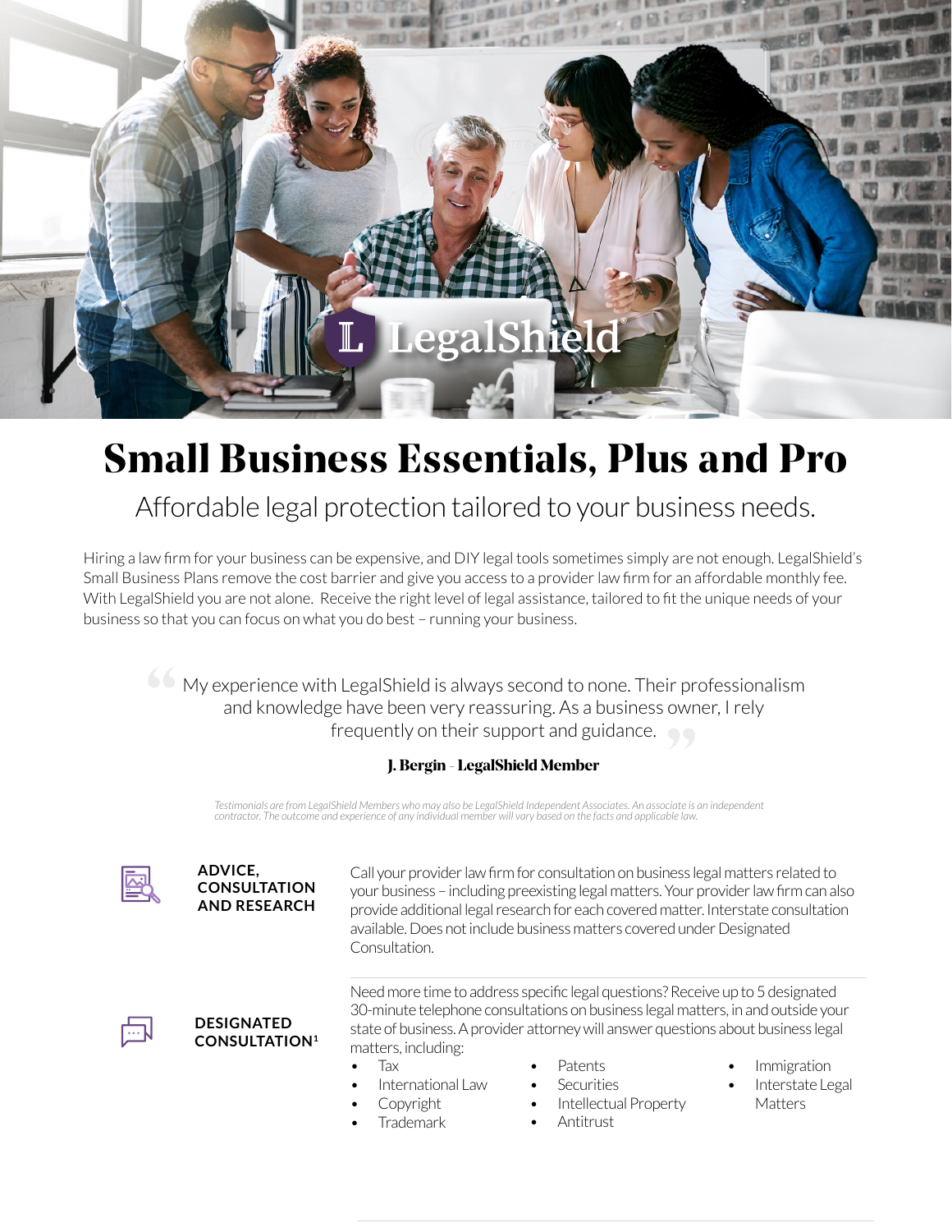LegalShield

# Small Business Essentials, Plus and Pro

## Affordable legal protection tailored to your business needs.

Hiring a law firm for your business can be expensive, and DIY legal tools sometimes simply are not enough. LegalShield's Small Business Plans remove the cost barrier and give you access to a provider law firm for an affordable monthly fee. With LegalShield you are not alone. Receive the right level of legal assistance, tailored to fit the unique needs of your business so that you can focus on what you do best – running your business.

> "My experience with LegalShield is always second to none. Their professionalism and knowledge have been very reassuring. As a business owner, I rely frequently on their support and guidance."
>
> **J. Bergin - LegalShield Member**

*Testimonials are from LegalShield Members who may also be LegalShield Independent Associates. An associate is an independent contractor. The outcome and experience of any individual member will vary based on the facts and applicable law.*

**ADVICE, CONSULTATION AND RESEARCH**

Call your provider law firm for consultation on business legal matters related to your business – including preexisting legal matters. Your provider law firm can also provide additional legal research for each covered matter. Interstate consultation available. Does not include business matters covered under Designated Consultation.

**DESIGNATED CONSULTATION[1]**

Need more time to address specific legal questions? Receive up to 5 designated 30-minute telephone consultations on business legal matters, in and outside your state of business. A provider attorney will answer questions about business legal matters, including:

- Tax
- International Law
- Copyright
- Trademark
- Patents
- Securities
- Intellectual Property
- Antitrust
- Immigration
- Interstate Legal Matters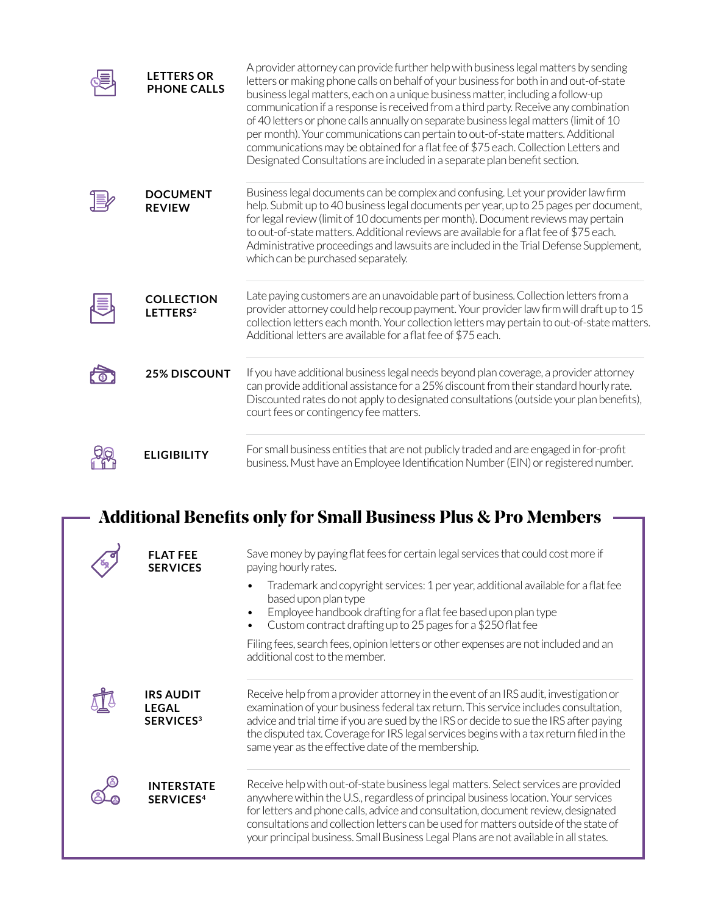### LETTERS OR PHONE CALLS

A provider attorney can provide further help with business legal matters by sending letters or making phone calls on behalf of your business for both in and out-of-state business legal matters, each on a unique business matter, including a follow-up communication if a response is received from a third party. Receive any combination of 40 letters or phone calls annually on separate business legal matters (limit of 10 per month). Your communications can pertain to out-of-state matters. Additional communications may be obtained for a flat fee of $75 each. Collection Letters and Designated Consultations are included in a separate plan benefit section.

### DOCUMENT REVIEW

Business legal documents can be complex and confusing. Let your provider law firm help. Submit up to 40 business legal documents per year, up to 25 pages per document, for legal review (limit of 10 documents per month). Document reviews may pertain to out-of-state matters. Additional reviews are available for a flat fee of $75 each. Administrative proceedings and lawsuits are included in the Trial Defense Supplement, which can be purchased separately.

### COLLECTION LETTERS[2]

Late paying customers are an unavoidable part of business. Collection letters from a provider attorney could help recoup payment. Your provider law firm will draft up to 15 collection letters each month. Your collection letters may pertain to out-of-state matters. Additional letters are available for a flat fee of $75 each.

### 25% DISCOUNT

If you have additional business legal needs beyond plan coverage, a provider attorney can provide additional assistance for a 25% discount from their standard hourly rate. Discounted rates do not apply to designated consultations (outside your plan benefits), court fees or contingency fee matters.

### ELIGIBILITY

For small business entities that are not publicly traded and are engaged in for-profit business. Must have an Employee Identification Number (EIN) or registered number.

## Additional Benefits only for Small Business Plus & Pro Members

### FLAT FEE SERVICES

Save money by paying flat fees for certain legal services that could cost more if paying hourly rates.

- Trademark and copyright services: 1 per year, additional available for a flat fee based upon plan type
- Employee handbook drafting for a flat fee based upon plan type
- Custom contract drafting up to 25 pages for a $250 flat fee

Filing fees, search fees, opinion letters or other expenses are not included and an additional cost to the member.

### IRS AUDIT LEGAL SERVICES[3]

Receive help from a provider attorney in the event of an IRS audit, investigation or examination of your business federal tax return. This service includes consultation, advice and trial time if you are sued by the IRS or decide to sue the IRS after paying the disputed tax. Coverage for IRS legal services begins with a tax return filed in the same year as the effective date of the membership.

### INTERSTATE SERVICES[4]

Receive help with out-of-state business legal matters. Select services are provided anywhere within the U.S., regardless of principal business location. Your services for letters and phone calls, advice and consultation, document review, designated consultations and collection letters can be used for matters outside of the state of your principal business. Small Business Legal Plans are not available in all states.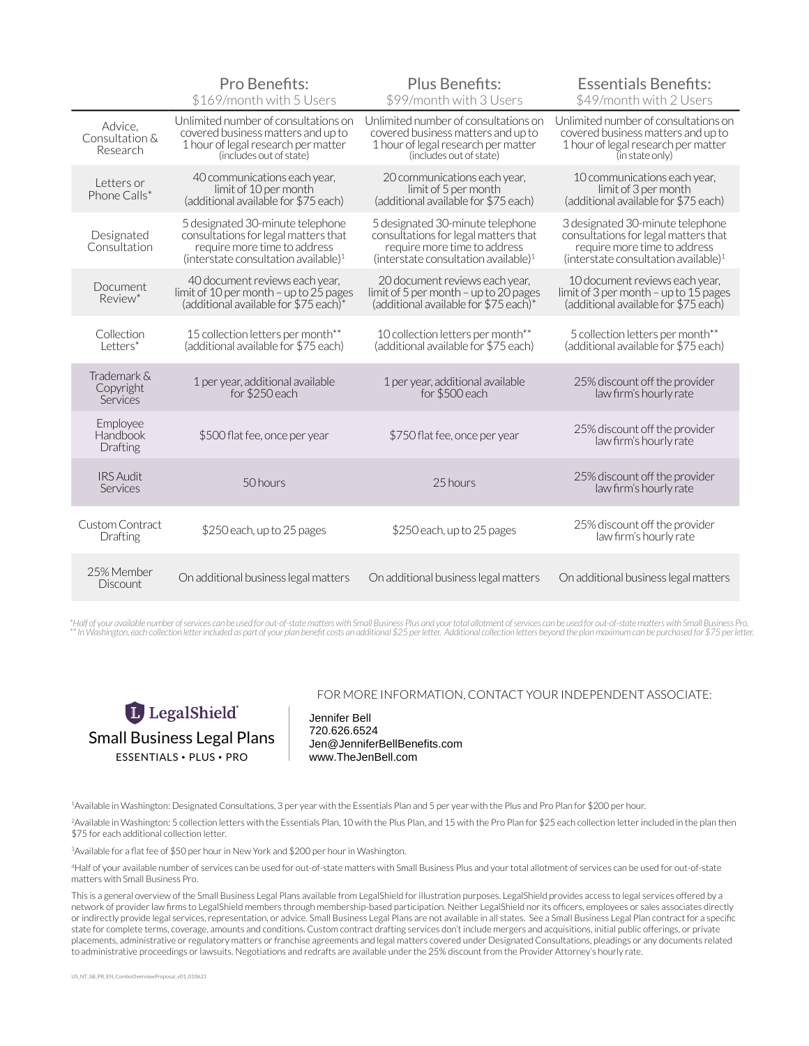| | Pro Benefits: $169/month with 5 Users | Plus Benefits: $99/month with 3 Users | Essentials Benefits: $49/month with 2 Users |
|---|---|---|---|
| Advice, Consultation & Research | Unlimited number of consultations on covered business matters and up to 1 hour of legal research per matter (includes out of state) | Unlimited number of consultations on covered business matters and up to 1 hour of legal research per matter (includes out of state) | Unlimited number of consultations on covered business matters and up to 1 hour of legal research per matter (in state only) |
| Letters or Phone Calls* | 40 communications each year, limit of 10 per month (additional available for $75 each) | 20 communications each year, limit of 5 per month (additional available for $75 each) | 10 communications each year, limit of 3 per month (additional available for $75 each) |
| Designated Consultation | 5 designated 30-minute telephone consultations for legal matters that require more time to address (interstate consultation available)[1] | 5 designated 30-minute telephone consultations for legal matters that require more time to address (interstate consultation available)[1] | 3 designated 30-minute telephone consultations for legal matters that require more time to address (interstate consultation available)[1] |
| Document Review* | 40 document reviews each year, limit of 10 per month – up to 25 pages (additional available for $75 each)* | 20 document reviews each year, limit of 5 per month – up to 20 pages (additional available for $75 each)* | 10 document reviews each year, limit of 3 per month – up to 15 pages (additional available for $75 each) |
| Collection Letters* | 15 collection letters per month** (additional available for $75 each) | 10 collection letters per month** (additional available for $75 each) | 5 collection letters per month** (additional available for $75 each) |
| Trademark & Copyright Services | 1 per year, additional available for $250 each | 1 per year, additional available for $500 each | 25% discount off the provider law firm's hourly rate |
| Employee Handbook Drafting | $500 flat fee, once per year | $750 flat fee, once per year | 25% discount off the provider law firm's hourly rate |
| IRS Audit Services | 50 hours | 25 hours | 25% discount off the provider law firm's hourly rate |
| Custom Contract Drafting | $250 each, up to 25 pages | $250 each, up to 25 pages | 25% discount off the provider law firm's hourly rate |
| 25% Member Discount | On additional business legal matters | On additional business legal matters | On additional business legal matters |

*\*Half of your available number of services can be used for out-of-state matters with Small Business Plus and your total allotment of services can be used for out-of-state matters with Small Business Pro.*
*\*\* In Washington, each collection letter included as part of your plan benefit costs an additional $25 per letter. Additional collection letters beyond the plan maximum can be purchased for $75 per letter.*

LegalShield®
Small Business Legal Plans
ESSENTIALS • PLUS • PRO

FOR MORE INFORMATION, CONTACT YOUR INDEPENDENT ASSOCIATE:

Jennifer Bell
720.626.6524
Jen@JenniferBellBenefits.com
www.TheJenBell.com

[1]Available in Washington: Designated Consultations, 3 per year with the Essentials Plan and 5 per year with the Plus and Pro Plan for $200 per hour.

[2]Available in Washington: 5 collection letters with the Essentials Plan, 10 with the Plus Plan, and 15 with the Pro Plan for $25 each collection letter included in the plan then $75 for each additional collection letter.

[3]Available for a flat fee of $50 per hour in New York and $200 per hour in Washington.

[4]Half of your available number of services can be used for out-of-state matters with Small Business Plus and your total allotment of services can be used for out-of-state matters with Small Business Pro.

This is a general overview of the Small Business Legal Plans available from LegalShield for illustration purposes. LegalShield provides access to legal services offered by a network of provider law firms to LegalShield members through membership-based participation. Neither LegalShield nor its officers, employees or sales associates directly or indirectly provide legal services, representation, or advice. Small Business Legal Plans are not available in all states. See a Small Business Legal Plan contract for a specific state for complete terms, coverage, amounts and conditions. Custom contract drafting services don't include mergers and acquisitions, initial public offerings, or private placements, administrative or regulatory matters or franchise agreements and legal matters covered under Designated Consultations, pleadings or any documents related to administrative proceedings or lawsuits. Negotiations and redrafts are available under the 25% discount from the Provider Attorney's hourly rate.

US_NT_SB_PR_EN_ComboOverviewProposal_v01_010621